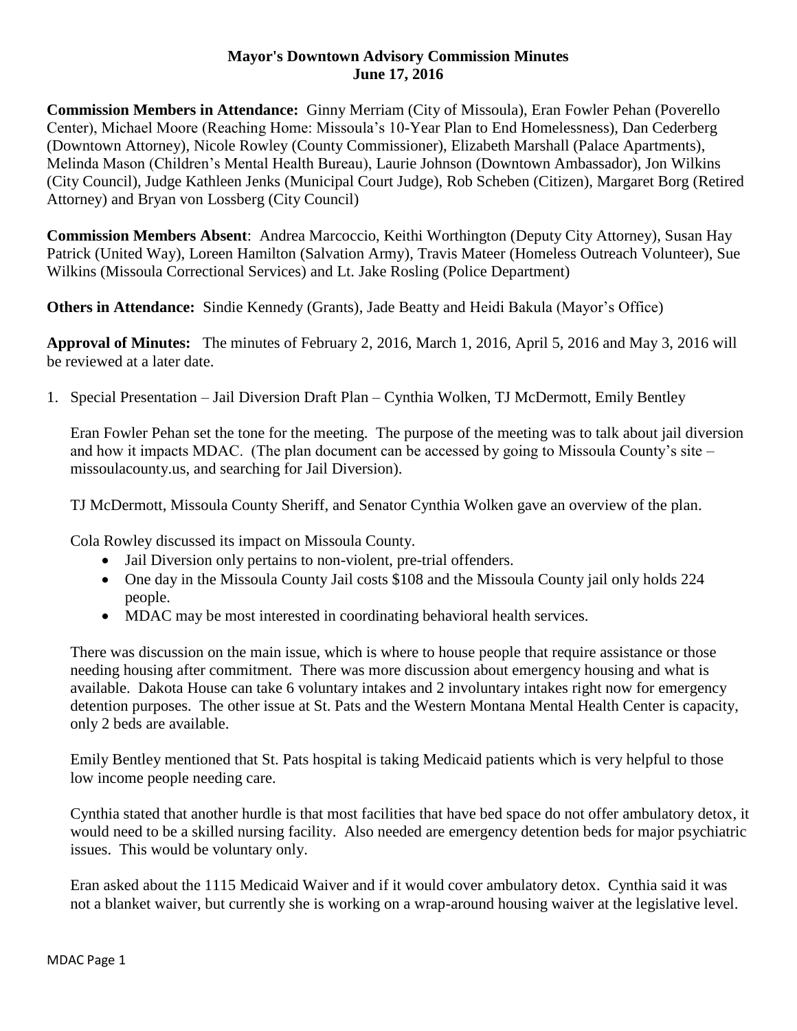**Mayor's Downtown Advisory Commission Minutes**
**June 17, 2016**

**Commission Members in Attendance:** Ginny Merriam (City of Missoula), Eran Fowler Pehan (Poverello Center), Michael Moore (Reaching Home: Missoula's 10-Year Plan to End Homelessness), Dan Cederberg (Downtown Attorney), Nicole Rowley (County Commissioner), Elizabeth Marshall (Palace Apartments), Melinda Mason (Children's Mental Health Bureau), Laurie Johnson (Downtown Ambassador), Jon Wilkins (City Council), Judge Kathleen Jenks (Municipal Court Judge), Rob Scheben (Citizen), Margaret Borg (Retired Attorney) and Bryan von Lossberg (City Council)

**Commission Members Absent**: Andrea Marcoccio, Keithi Worthington (Deputy City Attorney), Susan Hay Patrick (United Way), Loreen Hamilton (Salvation Army), Travis Mateer (Homeless Outreach Volunteer), Sue Wilkins (Missoula Correctional Services) and Lt. Jake Rosling (Police Department)

**Others in Attendance:** Sindie Kennedy (Grants), Jade Beatty and Heidi Bakula (Mayor's Office)

**Approval of Minutes:** The minutes of February 2, 2016, March 1, 2016, April 5, 2016 and May 3, 2016 will be reviewed at a later date.

1. Special Presentation – Jail Diversion Draft Plan – Cynthia Wolken, TJ McDermott, Emily Bentley

   Eran Fowler Pehan set the tone for the meeting. The purpose of the meeting was to talk about jail diversion and how it impacts MDAC. (The plan document can be accessed by going to Missoula County's site – missoulacounty.us, and searching for Jail Diversion).

   TJ McDermott, Missoula County Sheriff, and Senator Cynthia Wolken gave an overview of the plan.

   Cola Rowley discussed its impact on Missoula County.

   - Jail Diversion only pertains to non-violent, pre-trial offenders.
   - One day in the Missoula County Jail costs $108 and the Missoula County jail only holds 224 people.
   - MDAC may be most interested in coordinating behavioral health services.

   There was discussion on the main issue, which is where to house people that require assistance or those needing housing after commitment. There was more discussion about emergency housing and what is available. Dakota House can take 6 voluntary intakes and 2 involuntary intakes right now for emergency detention purposes. The other issue at St. Pats and the Western Montana Mental Health Center is capacity, only 2 beds are available.

   Emily Bentley mentioned that St. Pats hospital is taking Medicaid patients which is very helpful to those low income people needing care.

   Cynthia stated that another hurdle is that most facilities that have bed space do not offer ambulatory detox, it would need to be a skilled nursing facility. Also needed are emergency detention beds for major psychiatric issues. This would be voluntary only.

   Eran asked about the 1115 Medicaid Waiver and if it would cover ambulatory detox. Cynthia said it was not a blanket waiver, but currently she is working on a wrap-around housing waiver at the legislative level.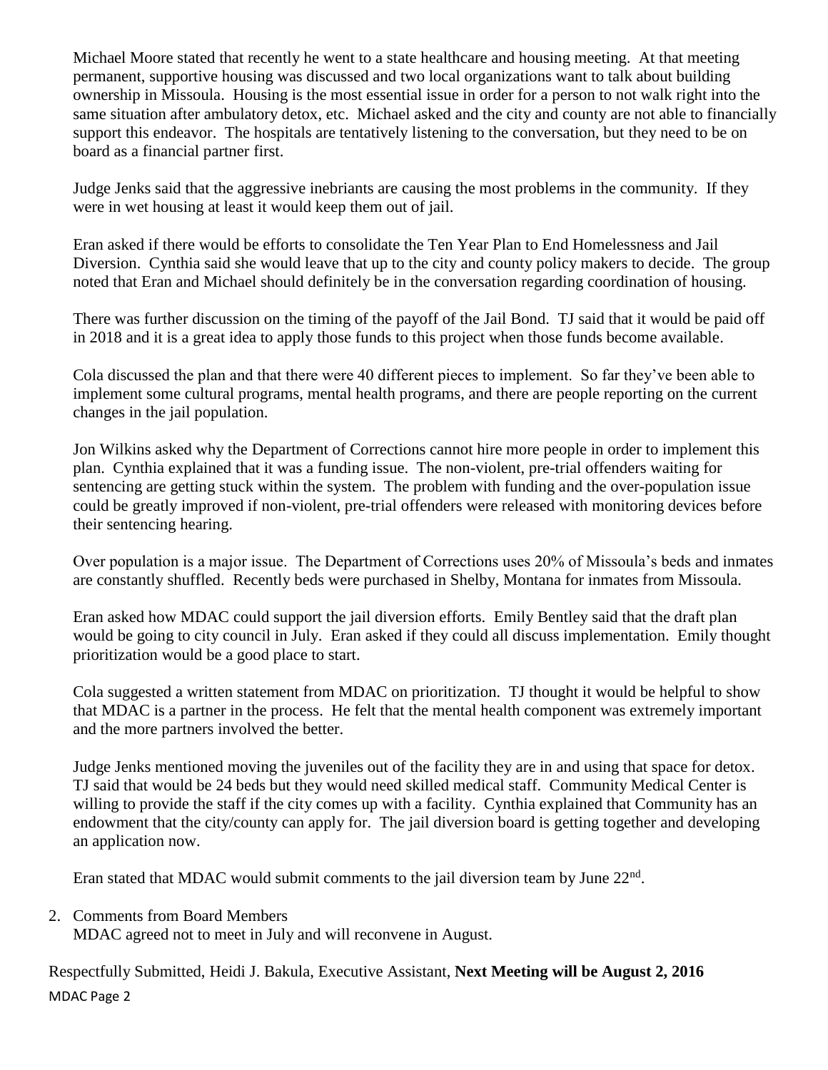Michael Moore stated that recently he went to a state healthcare and housing meeting. At that meeting permanent, supportive housing was discussed and two local organizations want to talk about building ownership in Missoula. Housing is the most essential issue in order for a person to not walk right into the same situation after ambulatory detox, etc. Michael asked and the city and county are not able to financially support this endeavor. The hospitals are tentatively listening to the conversation, but they need to be on board as a financial partner first.

Judge Jenks said that the aggressive inebriants are causing the most problems in the community. If they were in wet housing at least it would keep them out of jail.

Eran asked if there would be efforts to consolidate the Ten Year Plan to End Homelessness and Jail Diversion. Cynthia said she would leave that up to the city and county policy makers to decide. The group noted that Eran and Michael should definitely be in the conversation regarding coordination of housing.

There was further discussion on the timing of the payoff of the Jail Bond. TJ said that it would be paid off in 2018 and it is a great idea to apply those funds to this project when those funds become available.

Cola discussed the plan and that there were 40 different pieces to implement. So far they've been able to implement some cultural programs, mental health programs, and there are people reporting on the current changes in the jail population.

Jon Wilkins asked why the Department of Corrections cannot hire more people in order to implement this plan. Cynthia explained that it was a funding issue. The non-violent, pre-trial offenders waiting for sentencing are getting stuck within the system. The problem with funding and the over-population issue could be greatly improved if non-violent, pre-trial offenders were released with monitoring devices before their sentencing hearing.

Over population is a major issue. The Department of Corrections uses 20% of Missoula's beds and inmates are constantly shuffled. Recently beds were purchased in Shelby, Montana for inmates from Missoula.

Eran asked how MDAC could support the jail diversion efforts. Emily Bentley said that the draft plan would be going to city council in July. Eran asked if they could all discuss implementation. Emily thought prioritization would be a good place to start.

Cola suggested a written statement from MDAC on prioritization. TJ thought it would be helpful to show that MDAC is a partner in the process. He felt that the mental health component was extremely important and the more partners involved the better.

Judge Jenks mentioned moving the juveniles out of the facility they are in and using that space for detox. TJ said that would be 24 beds but they would need skilled medical staff. Community Medical Center is willing to provide the staff if the city comes up with a facility. Cynthia explained that Community has an endowment that the city/county can apply for. The jail diversion board is getting together and developing an application now.

Eran stated that MDAC would submit comments to the jail diversion team by June 22nd.

2. Comments from Board Members
   MDAC agreed not to meet in July and will reconvene in August.

Respectfully Submitted, Heidi J. Bakula, Executive Assistant, **Next Meeting will be August 2, 2016**